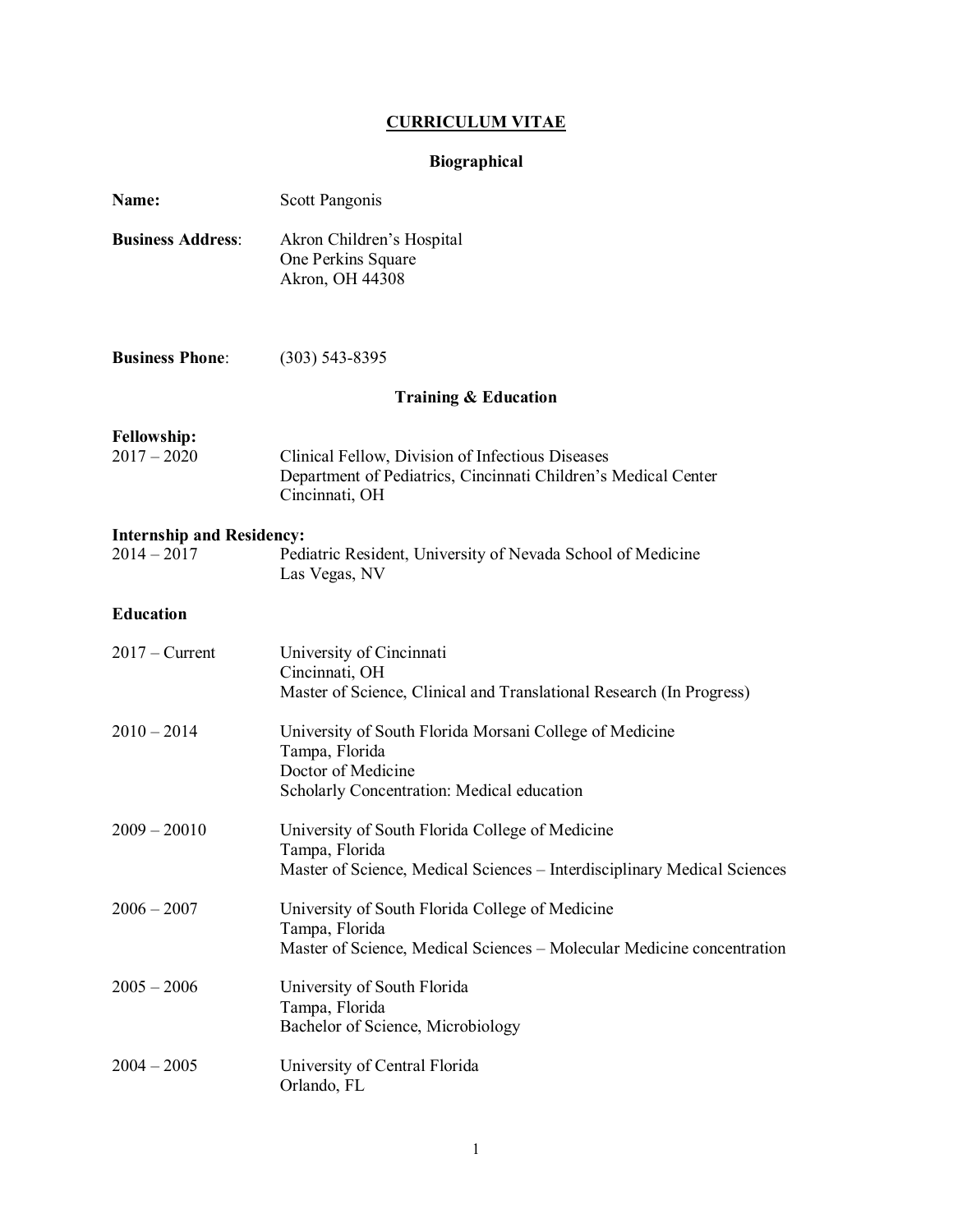# CURRICULUM VITAE

## Biographical

**Name:** Scott Pangonis

**Business Address**: Akron Children's Hospital
One Perkins Square
Akron, OH 44308

**Business Phone**: (303) 543-8395

## Training & Education

**Fellowship:**

2017 – 2020 Clinical Fellow, Division of Infectious Diseases
Department of Pediatrics, Cincinnati Children's Medical Center
Cincinnati, OH

**Internship and Residency:**

2014 – 2017 Pediatric Resident, University of Nevada School of Medicine
Las Vegas, NV

**Education**

2017 – Current University of Cincinnati
Cincinnati, OH
Master of Science, Clinical and Translational Research (In Progress)

2010 – 2014 University of South Florida Morsani College of Medicine
Tampa, Florida
Doctor of Medicine
Scholarly Concentration: Medical education

2009 – 20010 University of South Florida College of Medicine
Tampa, Florida
Master of Science, Medical Sciences – Interdisciplinary Medical Sciences

2006 – 2007 University of South Florida College of Medicine
Tampa, Florida
Master of Science, Medical Sciences – Molecular Medicine concentration

2005 – 2006 University of South Florida
Tampa, Florida
Bachelor of Science, Microbiology

2004 – 2005 University of Central Florida
Orlando, FL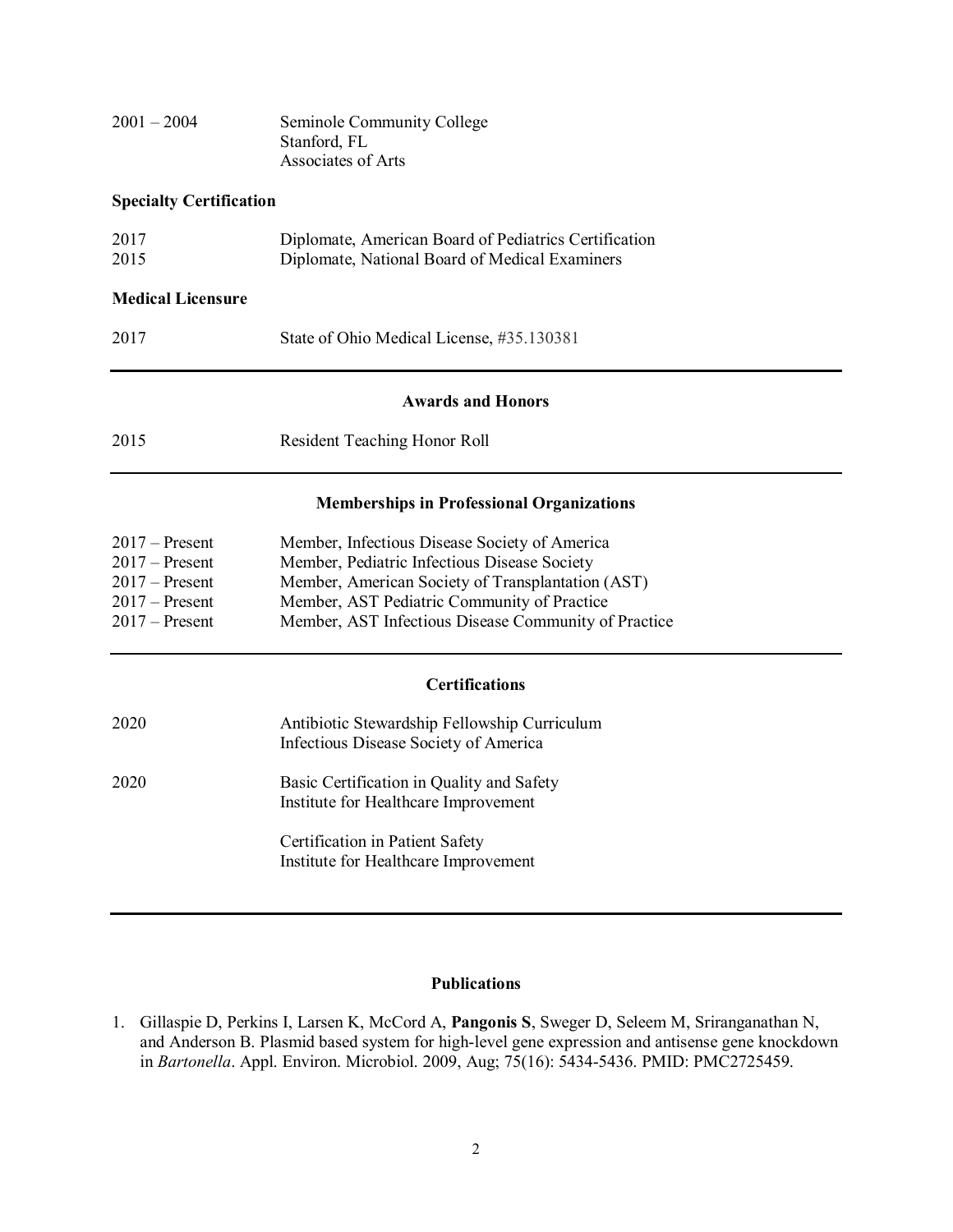| | |
|---|---|
| 2001 – 2004 | Seminole Community College<br>Stanford, FL<br>Associates of Arts |

**Specialty Certification**

| | |
|---|---|
| 2017 | Diplomate, American Board of Pediatrics Certification |
| 2015 | Diplomate, National Board of Medical Examiners |

**Medical Licensure**

| | |
|---|---|
| 2017 | State of Ohio Medical License, #35.130381 |

## Awards and Honors

| | |
|---|---|
| 2015 | Resident Teaching Honor Roll |

## Memberships in Professional Organizations

| | |
|---|---|
| 2017 – Present | Member, Infectious Disease Society of America |
| 2017 – Present | Member, Pediatric Infectious Disease Society |
| 2017 – Present | Member, American Society of Transplantation (AST) |
| 2017 – Present | Member, AST Pediatric Community of Practice |
| 2017 – Present | Member, AST Infectious Disease Community of Practice |

## Certifications

| | |
|---|---|
| 2020 | Antibiotic Stewardship Fellowship Curriculum<br>Infectious Disease Society of America |
| 2020 | Basic Certification in Quality and Safety<br>Institute for Healthcare Improvement |
| | Certification in Patient Safety<br>Institute for Healthcare Improvement |

## Publications

1. Gillaspie D, Perkins I, Larsen K, McCord A, **Pangonis S**, Sweger D, Seleem M, Sriranganathan N, and Anderson B. Plasmid based system for high-level gene expression and antisense gene knockdown in *Bartonella*. Appl. Environ. Microbiol. 2009, Aug; 75(16): 5434-5436. PMID: PMC2725459.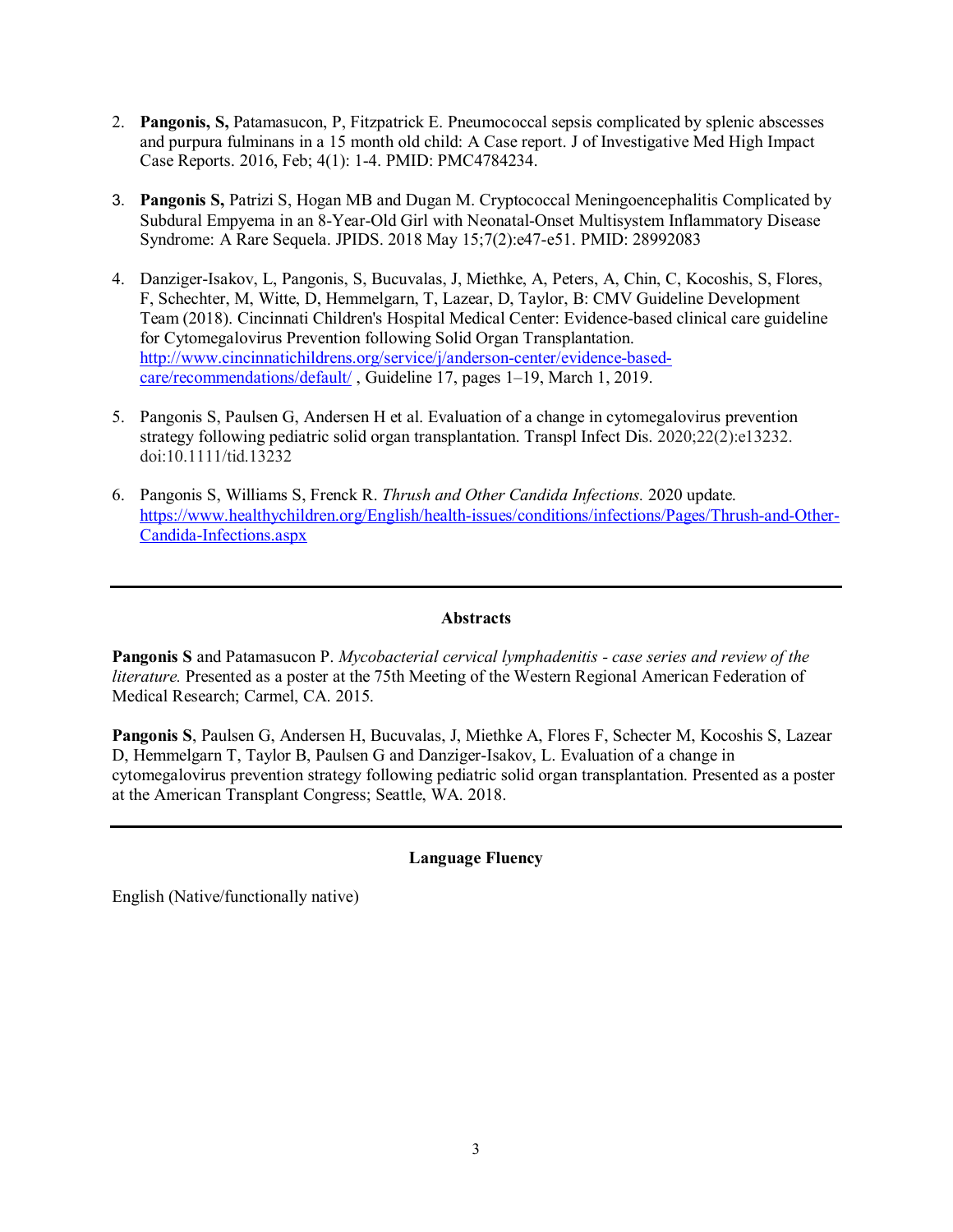2. **Pangonis, S,** Patamasucon, P, Fitzpatrick E. Pneumococcal sepsis complicated by splenic abscesses and purpura fulminans in a 15 month old child: A Case report. J of Investigative Med High Impact Case Reports. 2016, Feb; 4(1): 1-4. PMID: PMC4784234.

3. **Pangonis S,** Patrizi S, Hogan MB and Dugan M. Cryptococcal Meningoencephalitis Complicated by Subdural Empyema in an 8-Year-Old Girl with Neonatal-Onset Multisystem Inflammatory Disease Syndrome: A Rare Sequela. JPIDS. 2018 May 15;7(2):e47-e51. PMID: 28992083

4. Danziger-Isakov, L, Pangonis, S, Bucuvalas, J, Miethke, A, Peters, A, Chin, C, Kocoshis, S, Flores, F, Schechter, M, Witte, D, Hemmelgarn, T, Lazear, D, Taylor, B: CMV Guideline Development Team (2018). Cincinnati Children's Hospital Medical Center: Evidence-based clinical care guideline for Cytomegalovirus Prevention following Solid Organ Transplantation. http://www.cincinnatichildrens.org/service/j/anderson-center/evidence-based-care/recommendations/default/ , Guideline 17, pages 1–19, March 1, 2019.

5. Pangonis S, Paulsen G, Andersen H et al. Evaluation of a change in cytomegalovirus prevention strategy following pediatric solid organ transplantation. Transpl Infect Dis. 2020;22(2):e13232. doi:10.1111/tid.13232

6. Pangonis S, Williams S, Frenck R. *Thrush and Other Candida Infections.* 2020 update. https://www.healthychildren.org/English/health-issues/conditions/infections/Pages/Thrush-and-Other-Candida-Infections.aspx

---

## Abstracts

**Pangonis S** and Patamasucon P. *Mycobacterial cervical lymphadenitis - case series and review of the literature.* Presented as a poster at the 75th Meeting of the Western Regional American Federation of Medical Research; Carmel, CA. 2015.

**Pangonis S**, Paulsen G, Andersen H, Bucuvalas, J, Miethke A, Flores F, Schecter M, Kocoshis S, Lazear D, Hemmelgarn T, Taylor B, Paulsen G and Danziger-Isakov, L. Evaluation of a change in cytomegalovirus prevention strategy following pediatric solid organ transplantation. Presented as a poster at the American Transplant Congress; Seattle, WA. 2018.

---

## Language Fluency

English (Native/functionally native)